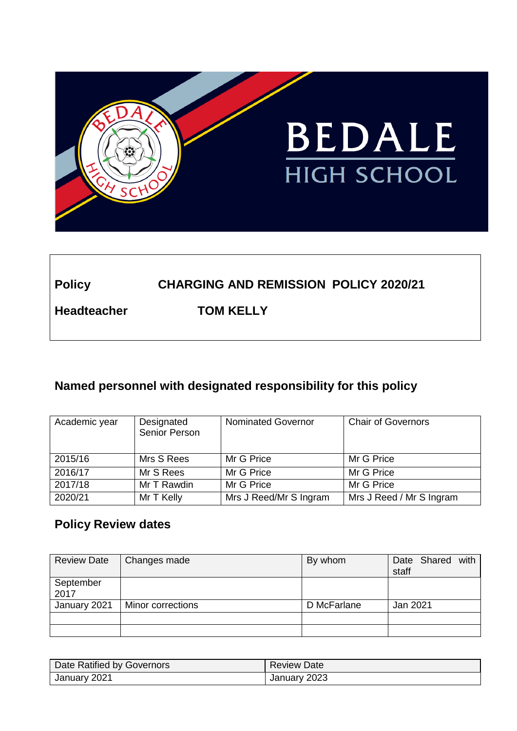| **Policy** | **CHARGING AND REMISSION POLICY 2020/21** |
|---|---|
| **Headteacher** | **TOM KELLY** |

## Named personnel with designated responsibility for this policy

| Academic year | Designated Senior Person | Nominated Governor | Chair of Governors |
|---|---|---|---|
| 2015/16 | Mrs S Rees | Mr G Price | Mr G Price |
| 2016/17 | Mr S Rees | Mr G Price | Mr G Price |
| 2017/18 | Mr T Rawdin | Mr G Price | Mr G Price |
| 2020/21 | Mr T Kelly | Mrs J Reed/Mr S Ingram | Mrs J Reed / Mr S Ingram |

## Policy Review dates

| Review Date | Changes made | By whom | Date Shared with staff |
|---|---|---|---|
| September 2017 | | | |
| January 2021 | Minor corrections | D McFarlane | Jan 2021 |
| | | | |
| | | | |

| Date Ratified by Governors | Review Date |
|---|---|
| January 2021 | January 2023 |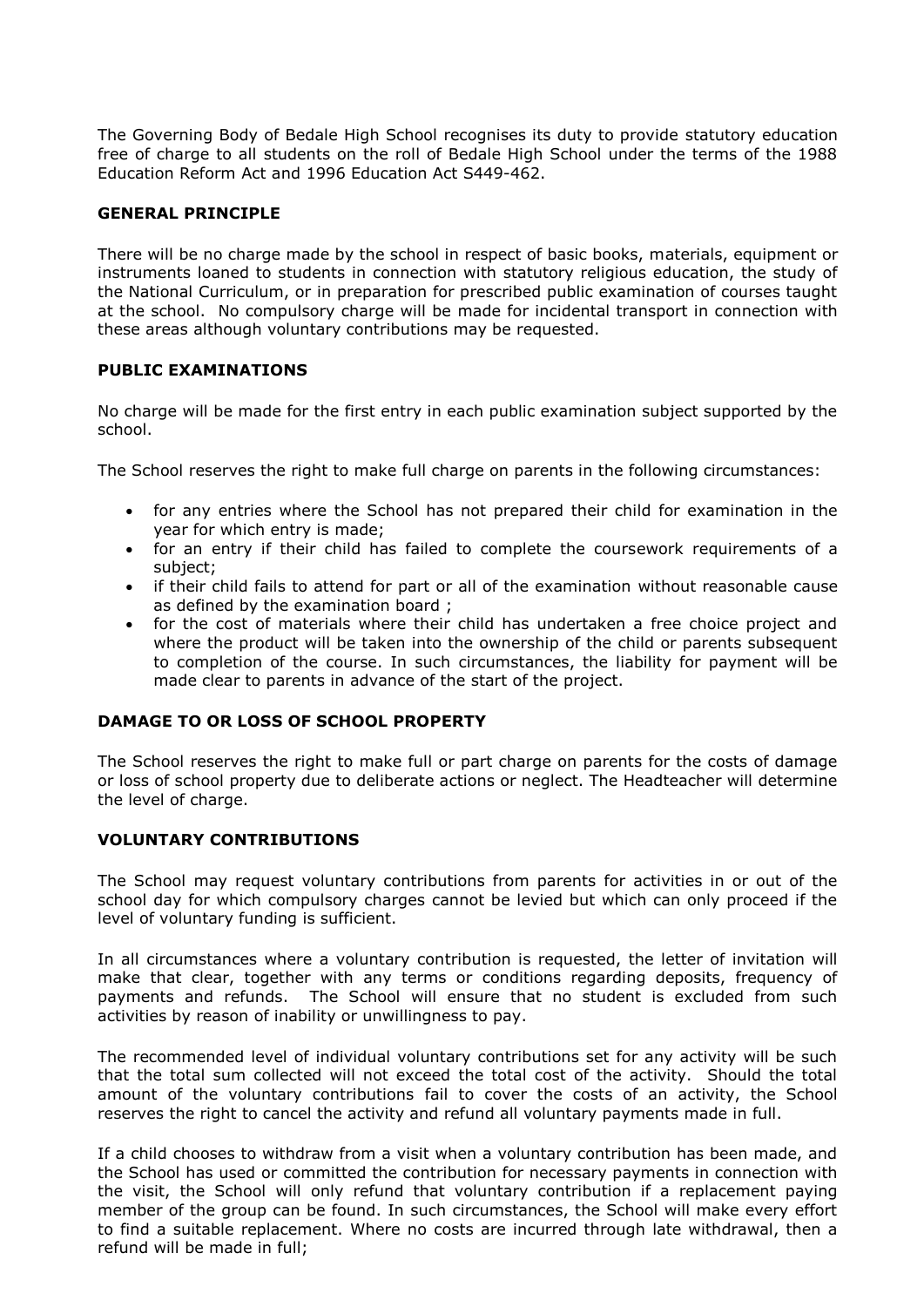The Governing Body of Bedale High School recognises its duty to provide statutory education free of charge to all students on the roll of Bedale High School under the terms of the 1988 Education Reform Act and 1996 Education Act S449-462.

## GENERAL PRINCIPLE

There will be no charge made by the school in respect of basic books, materials, equipment or instruments loaned to students in connection with statutory religious education, the study of the National Curriculum, or in preparation for prescribed public examination of courses taught at the school. No compulsory charge will be made for incidental transport in connection with these areas although voluntary contributions may be requested.

## PUBLIC EXAMINATIONS

No charge will be made for the first entry in each public examination subject supported by the school.

The School reserves the right to make full charge on parents in the following circumstances:

- for any entries where the School has not prepared their child for examination in the year for which entry is made;
- for an entry if their child has failed to complete the coursework requirements of a subject;
- if their child fails to attend for part or all of the examination without reasonable cause as defined by the examination board ;
- for the cost of materials where their child has undertaken a free choice project and where the product will be taken into the ownership of the child or parents subsequent to completion of the course. In such circumstances, the liability for payment will be made clear to parents in advance of the start of the project.

## DAMAGE TO OR LOSS OF SCHOOL PROPERTY

The School reserves the right to make full or part charge on parents for the costs of damage or loss of school property due to deliberate actions or neglect. The Headteacher will determine the level of charge.

## VOLUNTARY CONTRIBUTIONS

The School may request voluntary contributions from parents for activities in or out of the school day for which compulsory charges cannot be levied but which can only proceed if the level of voluntary funding is sufficient.

In all circumstances where a voluntary contribution is requested, the letter of invitation will make that clear, together with any terms or conditions regarding deposits, frequency of payments and refunds. The School will ensure that no student is excluded from such activities by reason of inability or unwillingness to pay.

The recommended level of individual voluntary contributions set for any activity will be such that the total sum collected will not exceed the total cost of the activity. Should the total amount of the voluntary contributions fail to cover the costs of an activity, the School reserves the right to cancel the activity and refund all voluntary payments made in full.

If a child chooses to withdraw from a visit when a voluntary contribution has been made, and the School has used or committed the contribution for necessary payments in connection with the visit, the School will only refund that voluntary contribution if a replacement paying member of the group can be found. In such circumstances, the School will make every effort to find a suitable replacement. Where no costs are incurred through late withdrawal, then a refund will be made in full;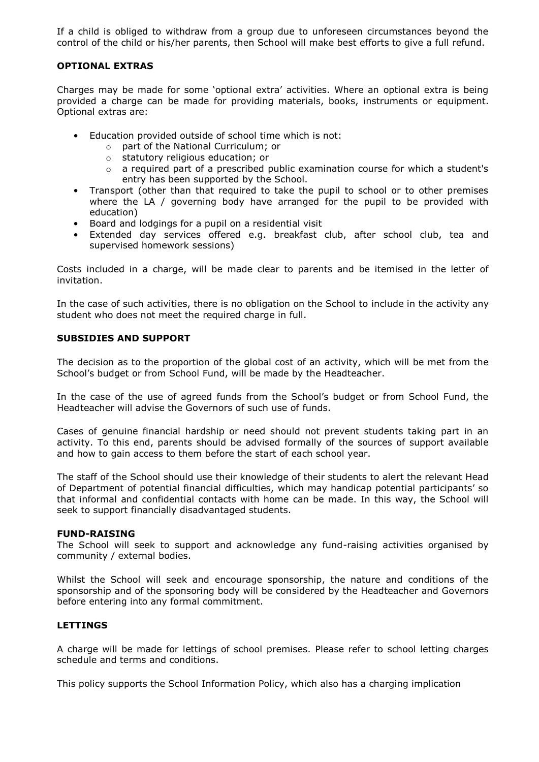If a child is obliged to withdraw from a group due to unforeseen circumstances beyond the control of the child or his/her parents, then School will make best efforts to give a full refund.

## OPTIONAL EXTRAS

Charges may be made for some 'optional extra' activities. Where an optional extra is being provided a charge can be made for providing materials, books, instruments or equipment. Optional extras are:

- Education provided outside of school time which is not:
  - part of the National Curriculum; or
  - statutory religious education; or
  - a required part of a prescribed public examination course for which a student's entry has been supported by the School.
- Transport (other than that required to take the pupil to school or to other premises where the LA / governing body have arranged for the pupil to be provided with education)
- Board and lodgings for a pupil on a residential visit
- Extended day services offered e.g. breakfast club, after school club, tea and supervised homework sessions)

Costs included in a charge, will be made clear to parents and be itemised in the letter of invitation.

In the case of such activities, there is no obligation on the School to include in the activity any student who does not meet the required charge in full.

## SUBSIDIES AND SUPPORT

The decision as to the proportion of the global cost of an activity, which will be met from the School's budget or from School Fund, will be made by the Headteacher.

In the case of the use of agreed funds from the School's budget or from School Fund, the Headteacher will advise the Governors of such use of funds.

Cases of genuine financial hardship or need should not prevent students taking part in an activity. To this end, parents should be advised formally of the sources of support available and how to gain access to them before the start of each school year.

The staff of the School should use their knowledge of their students to alert the relevant Head of Department of potential financial difficulties, which may handicap potential participants' so that informal and confidential contacts with home can be made. In this way, the School will seek to support financially disadvantaged students.

## FUND-RAISING

The School will seek to support and acknowledge any fund-raising activities organised by community / external bodies.

Whilst the School will seek and encourage sponsorship, the nature and conditions of the sponsorship and of the sponsoring body will be considered by the Headteacher and Governors before entering into any formal commitment.

## LETTINGS

A charge will be made for lettings of school premises. Please refer to school letting charges schedule and terms and conditions.

This policy supports the School Information Policy, which also has a charging implication